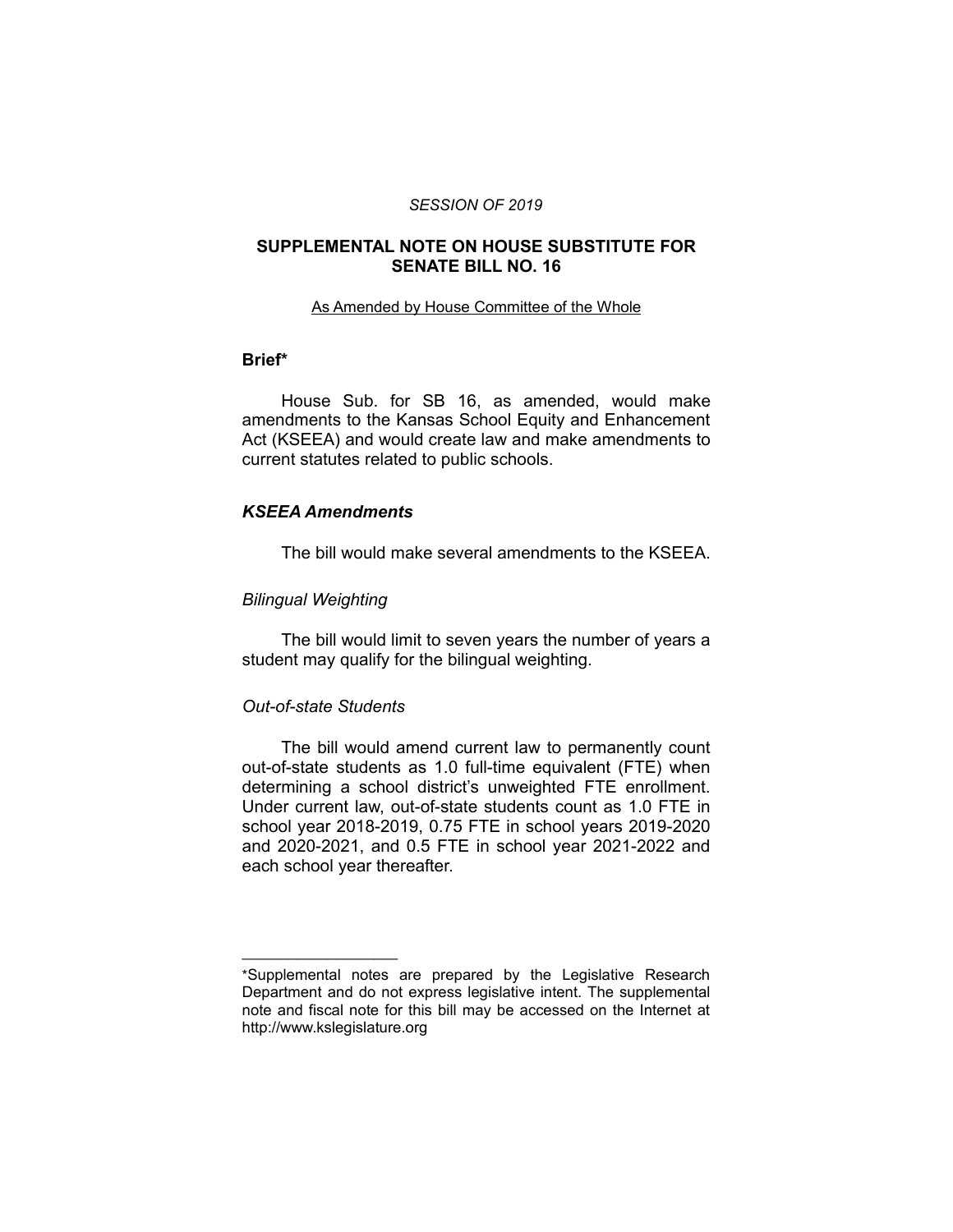*SESSION OF 2019*

## SUPPLEMENTAL NOTE ON HOUSE SUBSTITUTE FOR SENATE BILL NO. 16

As Amended by House Committee of the Whole

### Brief*

House Sub. for SB 16, as amended, would make amendments to the Kansas School Equity and Enhancement Act (KSEEA) and would create law and make amendments to current statutes related to public schools.

### *KSEEA Amendments*

The bill would make several amendments to the KSEEA.

#### *Bilingual Weighting*

The bill would limit to seven years the number of years a student may qualify for the bilingual weighting.

#### *Out-of-state Students*

The bill would amend current law to permanently count out-of-state students as 1.0 full-time equivalent (FTE) when determining a school district's unweighted FTE enrollment. Under current law, out-of-state students count as 1.0 FTE in school year 2018-2019, 0.75 FTE in school years 2019-2020 and 2020-2021, and 0.5 FTE in school year 2021-2022 and each school year thereafter.

____________________

*Supplemental notes are prepared by the Legislative Research Department and do not express legislative intent. The supplemental note and fiscal note for this bill may be accessed on the Internet at http://www.kslegislature.org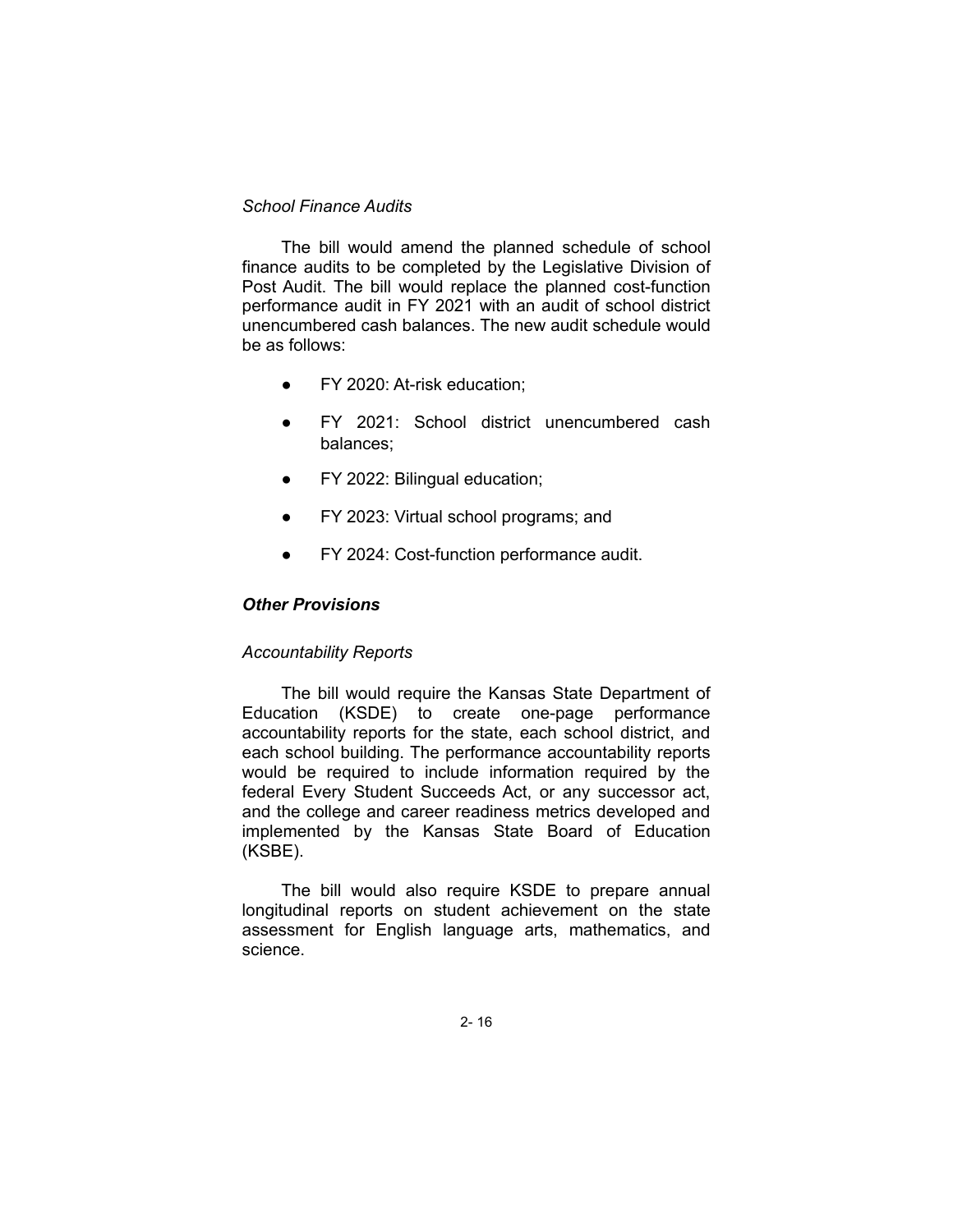*School Finance Audits*

The bill would amend the planned schedule of school finance audits to be completed by the Legislative Division of Post Audit. The bill would replace the planned cost-function performance audit in FY 2021 with an audit of school district unencumbered cash balances. The new audit schedule would be as follows:

- FY 2020: At-risk education;
- FY 2021: School district unencumbered cash balances;
- FY 2022: Bilingual education;
- FY 2023: Virtual school programs; and
- FY 2024: Cost-function performance audit.

### ***Other Provisions***

*Accountability Reports*

The bill would require the Kansas State Department of Education (KSDE) to create one-page performance accountability reports for the state, each school district, and each school building. The performance accountability reports would be required to include information required by the federal Every Student Succeeds Act, or any successor act, and the college and career readiness metrics developed and implemented by the Kansas State Board of Education (KSBE).

The bill would also require KSDE to prepare annual longitudinal reports on student achievement on the state assessment for English language arts, mathematics, and science.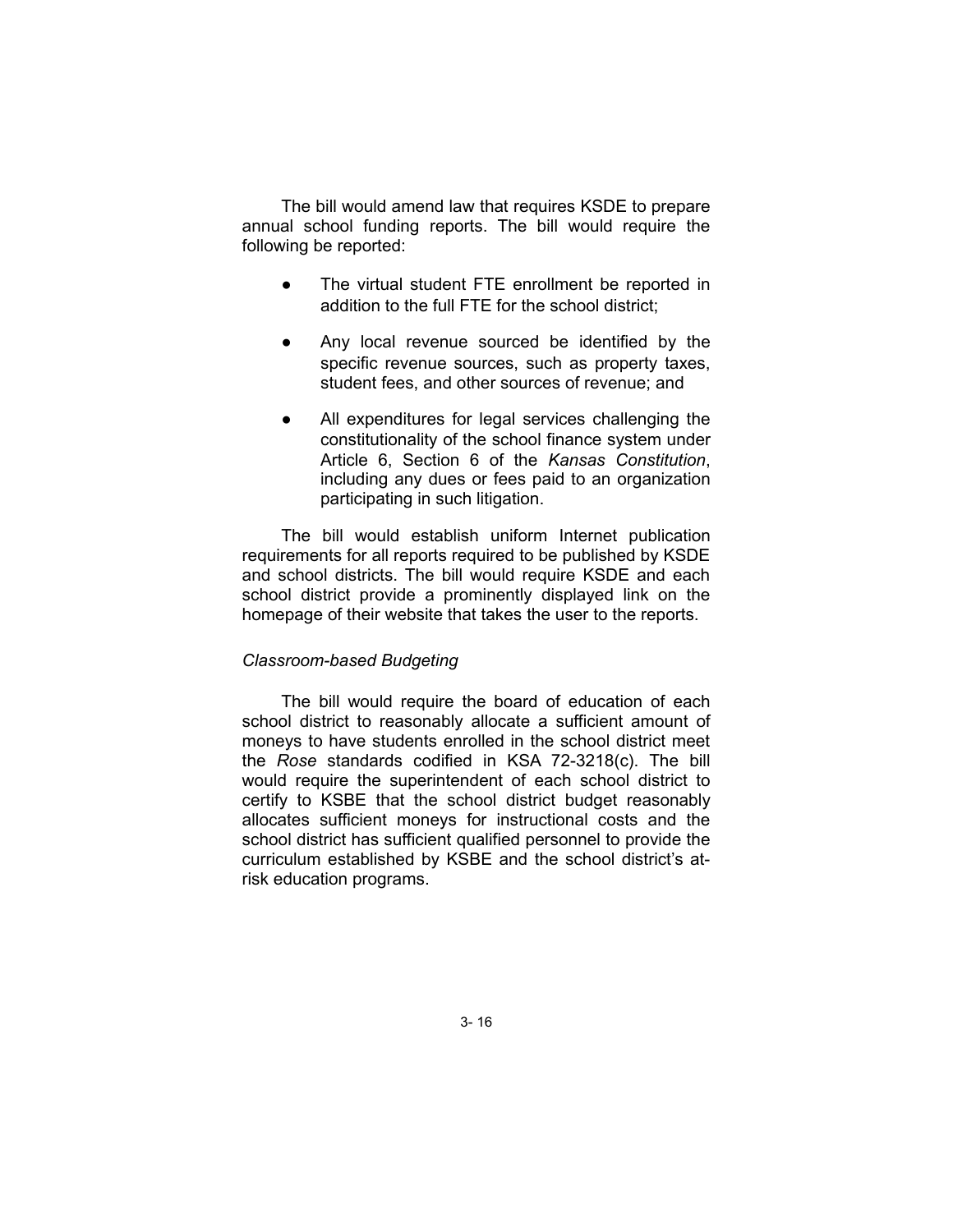The bill would amend law that requires KSDE to prepare annual school funding reports. The bill would require the following be reported:

- The virtual student FTE enrollment be reported in addition to the full FTE for the school district;
- Any local revenue sourced be identified by the specific revenue sources, such as property taxes, student fees, and other sources of revenue; and
- All expenditures for legal services challenging the constitutionality of the school finance system under Article 6, Section 6 of the *Kansas Constitution*, including any dues or fees paid to an organization participating in such litigation.

The bill would establish uniform Internet publication requirements for all reports required to be published by KSDE and school districts. The bill would require KSDE and each school district provide a prominently displayed link on the homepage of their website that takes the user to the reports.

*Classroom-based Budgeting*

The bill would require the board of education of each school district to reasonably allocate a sufficient amount of moneys to have students enrolled in the school district meet the *Rose* standards codified in KSA 72-3218(c). The bill would require the superintendent of each school district to certify to KSBE that the school district budget reasonably allocates sufficient moneys for instructional costs and the school district has sufficient qualified personnel to provide the curriculum established by KSBE and the school district's at-risk education programs.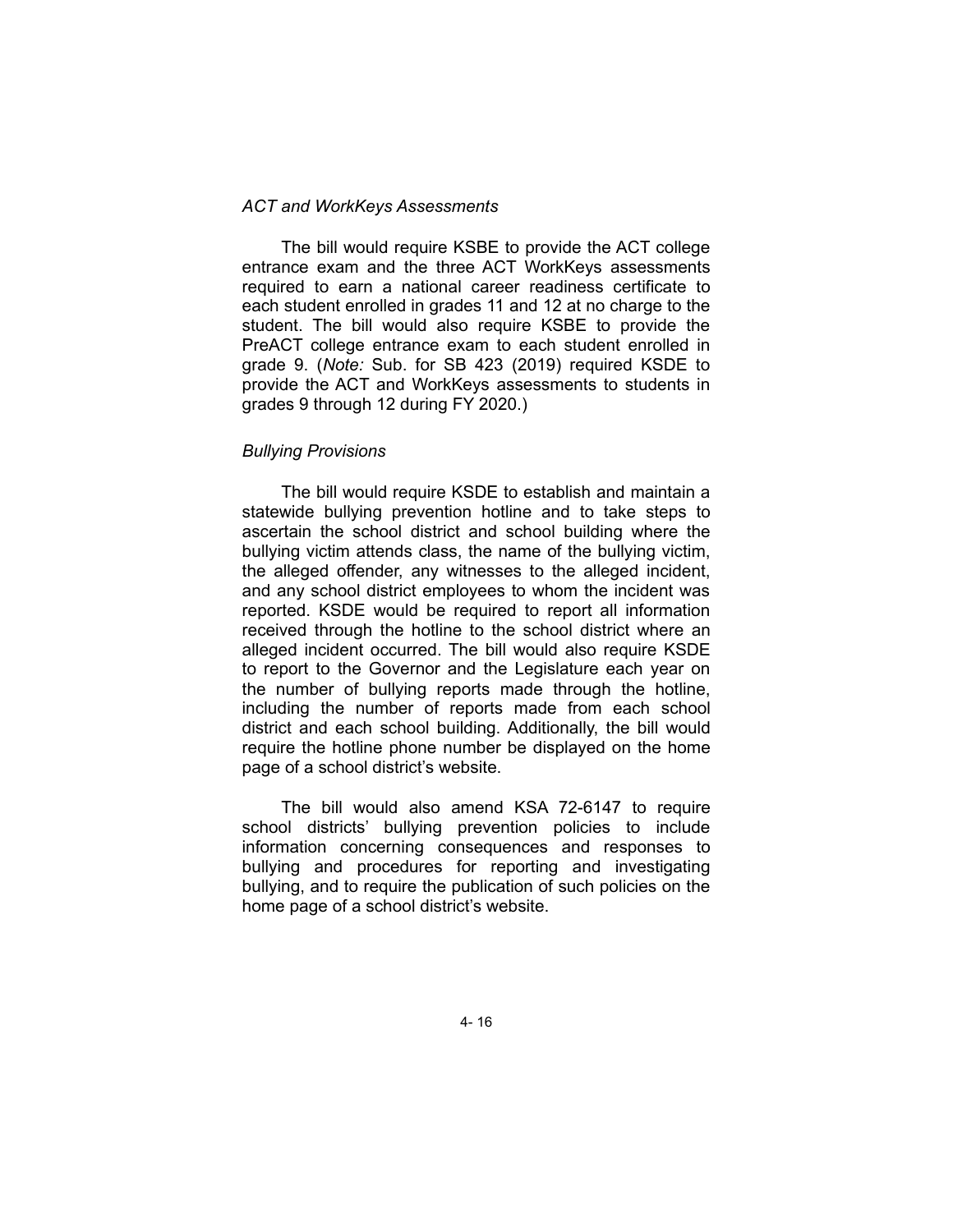*ACT and WorkKeys Assessments*

The bill would require KSBE to provide the ACT college entrance exam and the three ACT WorkKeys assessments required to earn a national career readiness certificate to each student enrolled in grades 11 and 12 at no charge to the student. The bill would also require KSBE to provide the PreACT college entrance exam to each student enrolled in grade 9. (*Note:* Sub. for SB 423 (2019) required KSDE to provide the ACT and WorkKeys assessments to students in grades 9 through 12 during FY 2020.)

*Bullying Provisions*

The bill would require KSDE to establish and maintain a statewide bullying prevention hotline and to take steps to ascertain the school district and school building where the bullying victim attends class, the name of the bullying victim, the alleged offender, any witnesses to the alleged incident, and any school district employees to whom the incident was reported. KSDE would be required to report all information received through the hotline to the school district where an alleged incident occurred. The bill would also require KSDE to report to the Governor and the Legislature each year on the number of bullying reports made through the hotline, including the number of reports made from each school district and each school building. Additionally, the bill would require the hotline phone number be displayed on the home page of a school district's website.

The bill would also amend KSA 72-6147 to require school districts' bullying prevention policies to include information concerning consequences and responses to bullying and procedures for reporting and investigating bullying, and to require the publication of such policies on the home page of a school district's website.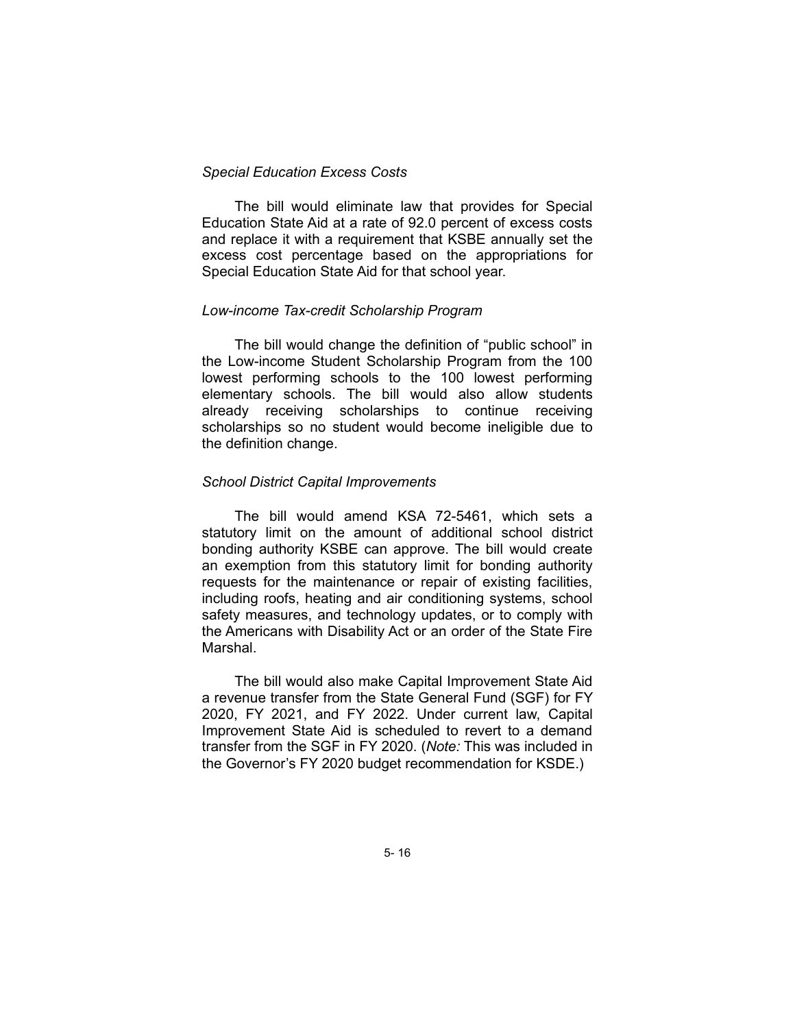*Special Education Excess Costs*

The bill would eliminate law that provides for Special Education State Aid at a rate of 92.0 percent of excess costs and replace it with a requirement that KSBE annually set the excess cost percentage based on the appropriations for Special Education State Aid for that school year.

*Low-income Tax-credit Scholarship Program*

The bill would change the definition of "public school" in the Low-income Student Scholarship Program from the 100 lowest performing schools to the 100 lowest performing elementary schools. The bill would also allow students already receiving scholarships to continue receiving scholarships so no student would become ineligible due to the definition change.

*School District Capital Improvements*

The bill would amend KSA 72-5461, which sets a statutory limit on the amount of additional school district bonding authority KSBE can approve. The bill would create an exemption from this statutory limit for bonding authority requests for the maintenance or repair of existing facilities, including roofs, heating and air conditioning systems, school safety measures, and technology updates, or to comply with the Americans with Disability Act or an order of the State Fire Marshal.

The bill would also make Capital Improvement State Aid a revenue transfer from the State General Fund (SGF) for FY 2020, FY 2021, and FY 2022. Under current law, Capital Improvement State Aid is scheduled to revert to a demand transfer from the SGF in FY 2020. (*Note:* This was included in the Governor's FY 2020 budget recommendation for KSDE.)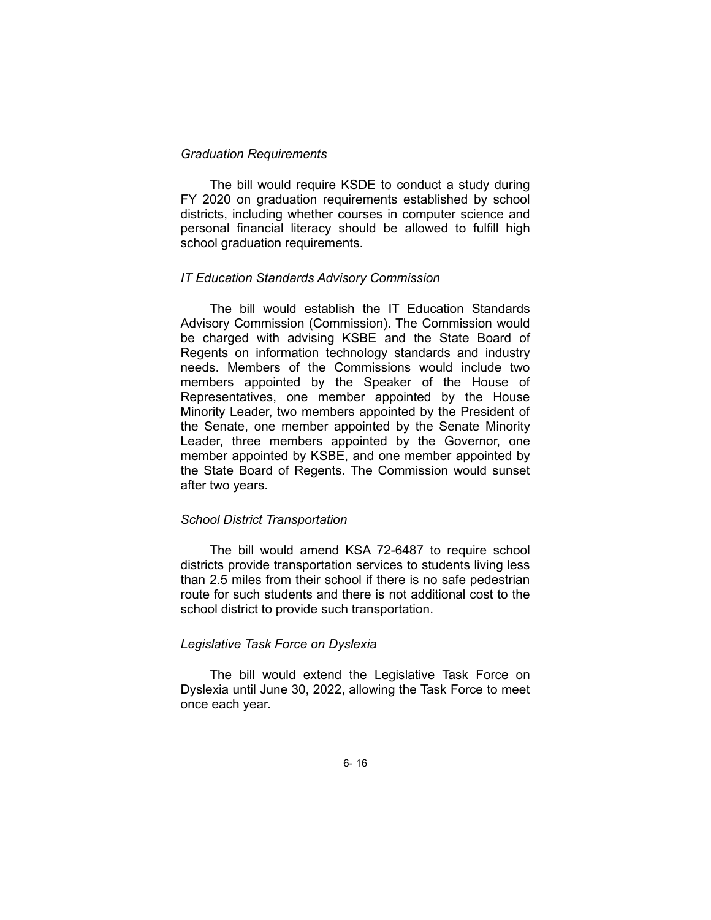*Graduation Requirements*

The bill would require KSDE to conduct a study during FY 2020 on graduation requirements established by school districts, including whether courses in computer science and personal financial literacy should be allowed to fulfill high school graduation requirements.

*IT Education Standards Advisory Commission*

The bill would establish the IT Education Standards Advisory Commission (Commission). The Commission would be charged with advising KSBE and the State Board of Regents on information technology standards and industry needs. Members of the Commissions would include two members appointed by the Speaker of the House of Representatives, one member appointed by the House Minority Leader, two members appointed by the President of the Senate, one member appointed by the Senate Minority Leader, three members appointed by the Governor, one member appointed by KSBE, and one member appointed by the State Board of Regents. The Commission would sunset after two years.

*School District Transportation*

The bill would amend KSA 72-6487 to require school districts provide transportation services to students living less than 2.5 miles from their school if there is no safe pedestrian route for such students and there is not additional cost to the school district to provide such transportation.

*Legislative Task Force on Dyslexia*

The bill would extend the Legislative Task Force on Dyslexia until June 30, 2022, allowing the Task Force to meet once each year.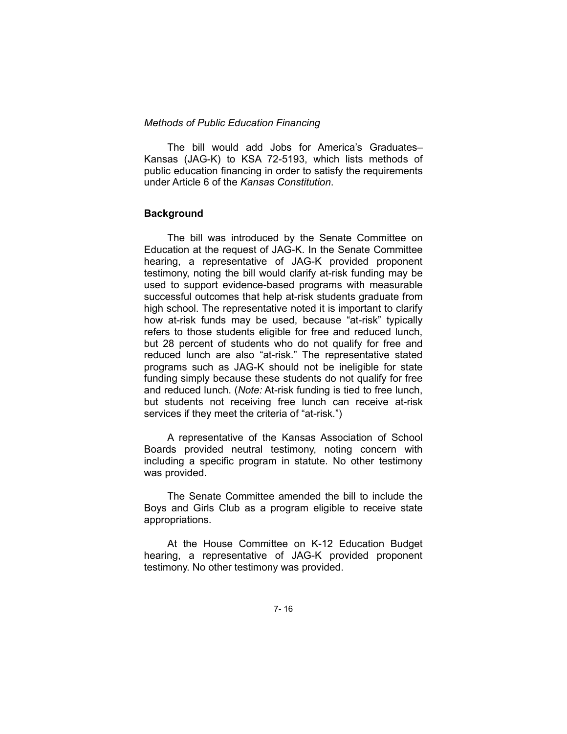*Methods of Public Education Financing*

The bill would add Jobs for America's Graduates–Kansas (JAG-K) to KSA 72-5193, which lists methods of public education financing in order to satisfy the requirements under Article 6 of the *Kansas Constitution*.

**Background**

The bill was introduced by the Senate Committee on Education at the request of JAG-K. In the Senate Committee hearing, a representative of JAG-K provided proponent testimony, noting the bill would clarify at-risk funding may be used to support evidence-based programs with measurable successful outcomes that help at-risk students graduate from high school. The representative noted it is important to clarify how at-risk funds may be used, because "at-risk" typically refers to those students eligible for free and reduced lunch, but 28 percent of students who do not qualify for free and reduced lunch are also "at-risk." The representative stated programs such as JAG-K should not be ineligible for state funding simply because these students do not qualify for free and reduced lunch. (*Note:* At-risk funding is tied to free lunch, but students not receiving free lunch can receive at-risk services if they meet the criteria of "at-risk.")

A representative of the Kansas Association of School Boards provided neutral testimony, noting concern with including a specific program in statute. No other testimony was provided.

The Senate Committee amended the bill to include the Boys and Girls Club as a program eligible to receive state appropriations.

At the House Committee on K-12 Education Budget hearing, a representative of JAG-K provided proponent testimony. No other testimony was provided.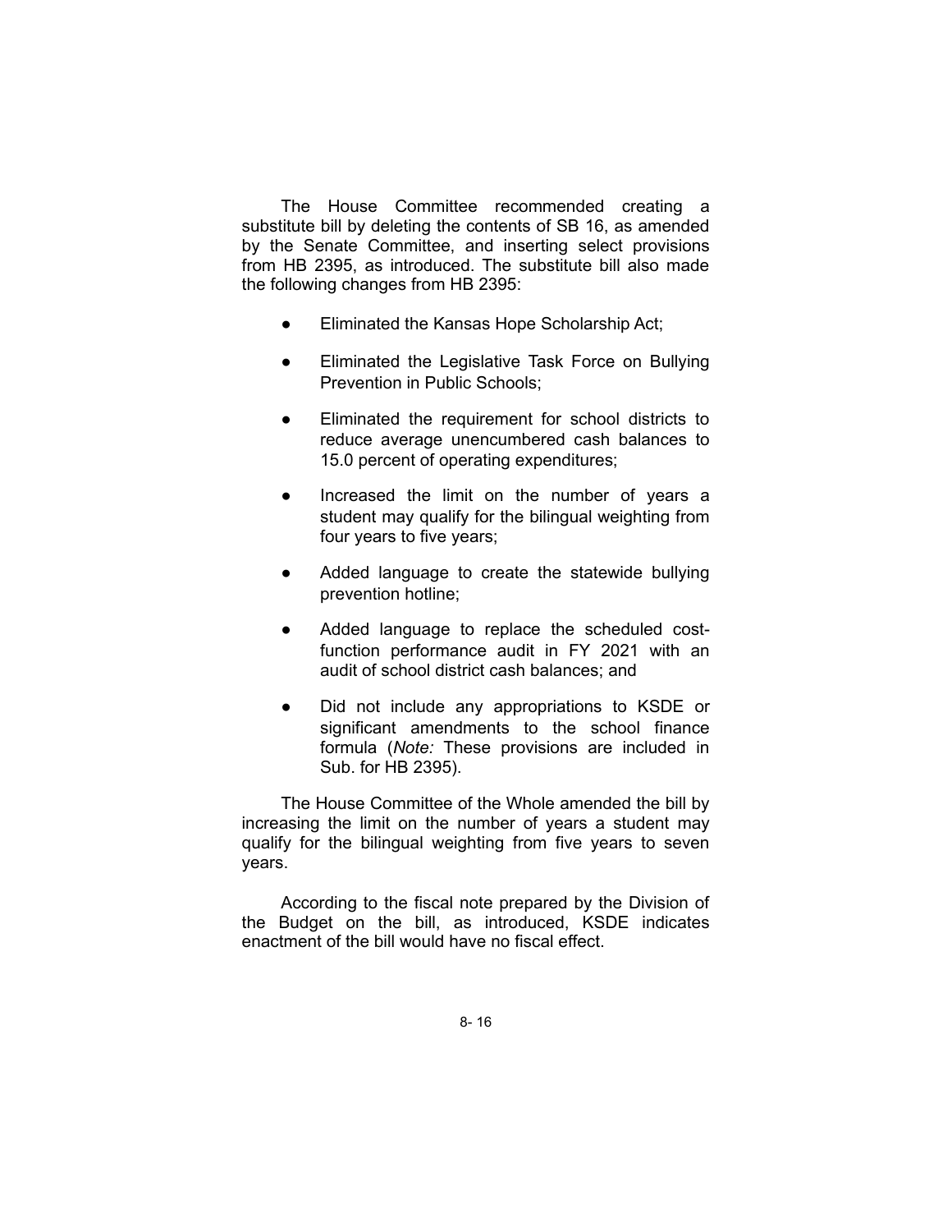The House Committee recommended creating a substitute bill by deleting the contents of SB 16, as amended by the Senate Committee, and inserting select provisions from HB 2395, as introduced. The substitute bill also made the following changes from HB 2395:

- Eliminated the Kansas Hope Scholarship Act;
- Eliminated the Legislative Task Force on Bullying Prevention in Public Schools;
- Eliminated the requirement for school districts to reduce average unencumbered cash balances to 15.0 percent of operating expenditures;
- Increased the limit on the number of years a student may qualify for the bilingual weighting from four years to five years;
- Added language to create the statewide bullying prevention hotline;
- Added language to replace the scheduled cost-function performance audit in FY 2021 with an audit of school district cash balances; and
- Did not include any appropriations to KSDE or significant amendments to the school finance formula (*Note:* These provisions are included in Sub. for HB 2395).

The House Committee of the Whole amended the bill by increasing the limit on the number of years a student may qualify for the bilingual weighting from five years to seven years.

According to the fiscal note prepared by the Division of the Budget on the bill, as introduced, KSDE indicates enactment of the bill would have no fiscal effect.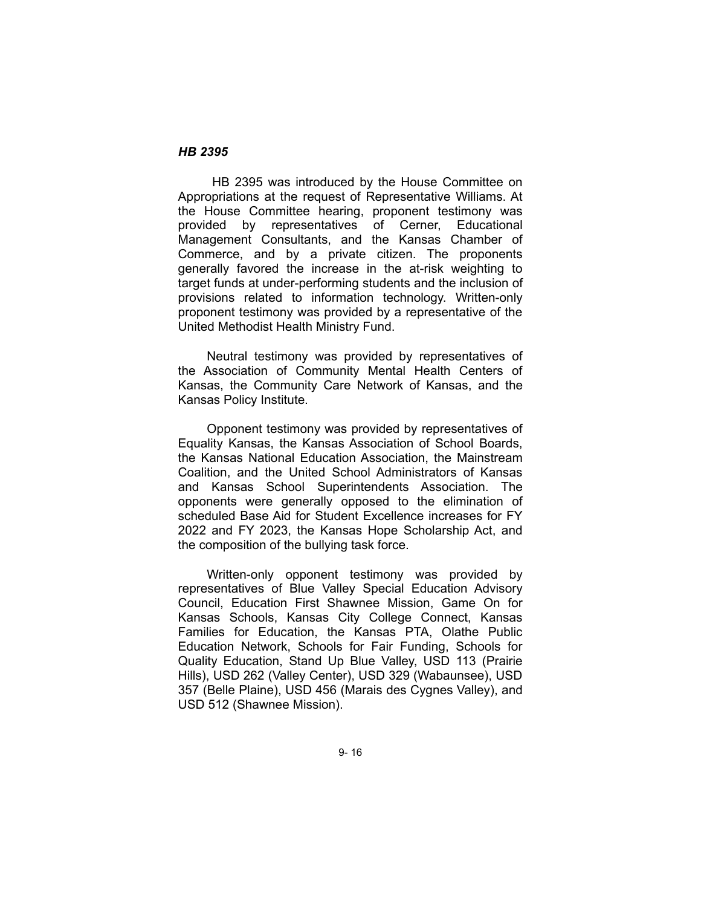***HB 2395***

HB 2395 was introduced by the House Committee on Appropriations at the request of Representative Williams. At the House Committee hearing, proponent testimony was provided by representatives of Cerner, Educational Management Consultants, and the Kansas Chamber of Commerce, and by a private citizen. The proponents generally favored the increase in the at-risk weighting to target funds at under-performing students and the inclusion of provisions related to information technology. Written-only proponent testimony was provided by a representative of the United Methodist Health Ministry Fund.

Neutral testimony was provided by representatives of the Association of Community Mental Health Centers of Kansas, the Community Care Network of Kansas, and the Kansas Policy Institute.

Opponent testimony was provided by representatives of Equality Kansas, the Kansas Association of School Boards, the Kansas National Education Association, the Mainstream Coalition, and the United School Administrators of Kansas and Kansas School Superintendents Association. The opponents were generally opposed to the elimination of scheduled Base Aid for Student Excellence increases for FY 2022 and FY 2023, the Kansas Hope Scholarship Act, and the composition of the bullying task force.

Written-only opponent testimony was provided by representatives of Blue Valley Special Education Advisory Council, Education First Shawnee Mission, Game On for Kansas Schools, Kansas City College Connect, Kansas Families for Education, the Kansas PTA, Olathe Public Education Network, Schools for Fair Funding, Schools for Quality Education, Stand Up Blue Valley, USD 113 (Prairie Hills), USD 262 (Valley Center), USD 329 (Wabaunsee), USD 357 (Belle Plaine), USD 456 (Marais des Cygnes Valley), and USD 512 (Shawnee Mission).